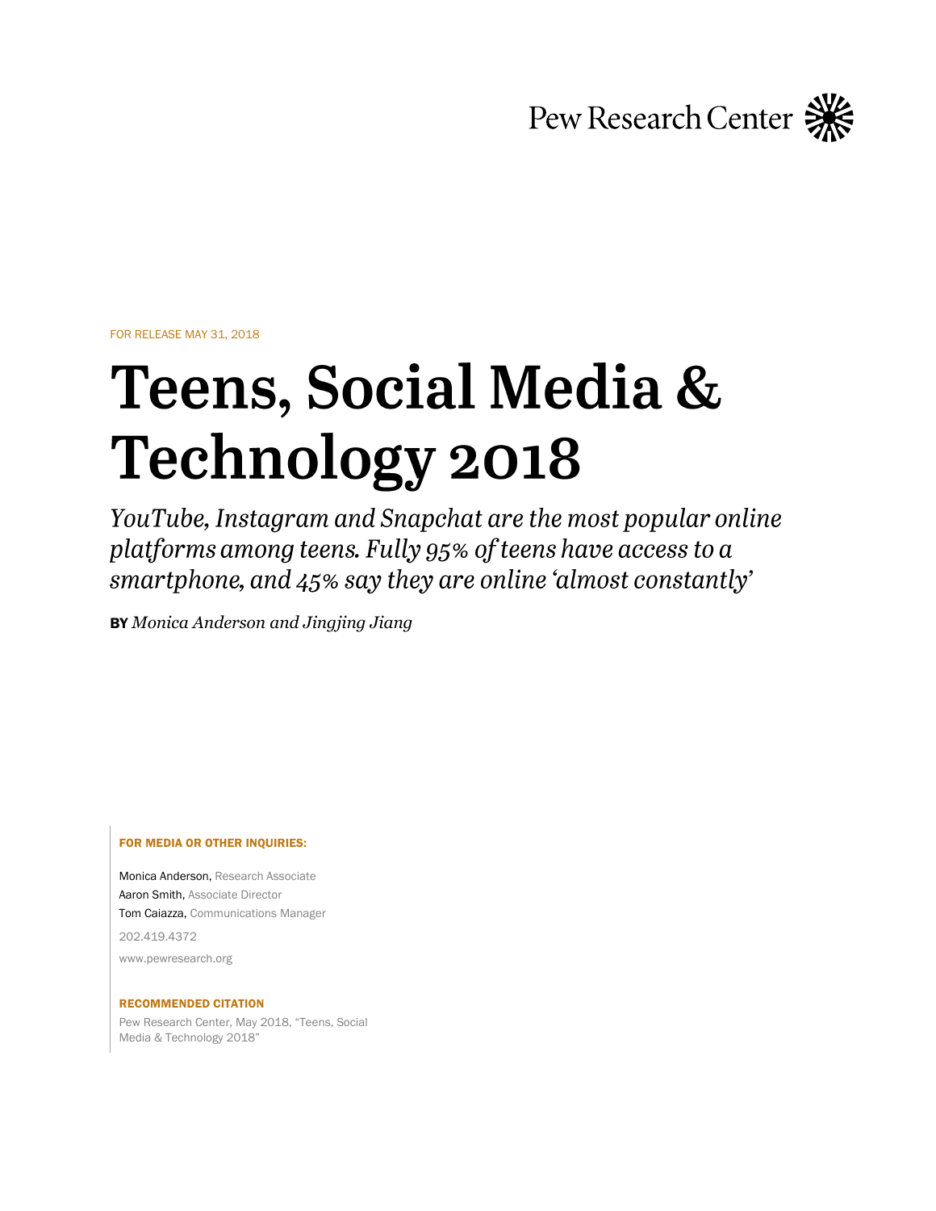Pew Research Center

FOR RELEASE MAY 31, 2018

# Teens, Social Media & Technology 2018

*YouTube, Instagram and Snapchat are the most popular online platforms among teens. Fully 95% of teens have access to a smartphone, and 45% say they are online 'almost constantly'*

**BY** *Monica Anderson and Jingjing Jiang*

**FOR MEDIA OR OTHER INQUIRIES:**

Monica Anderson, Research Associate
Aaron Smith, Associate Director
Tom Caiazza, Communications Manager

202.419.4372

www.pewresearch.org

**RECOMMENDED CITATION**

Pew Research Center, May 2018, "Teens, Social Media & Technology 2018"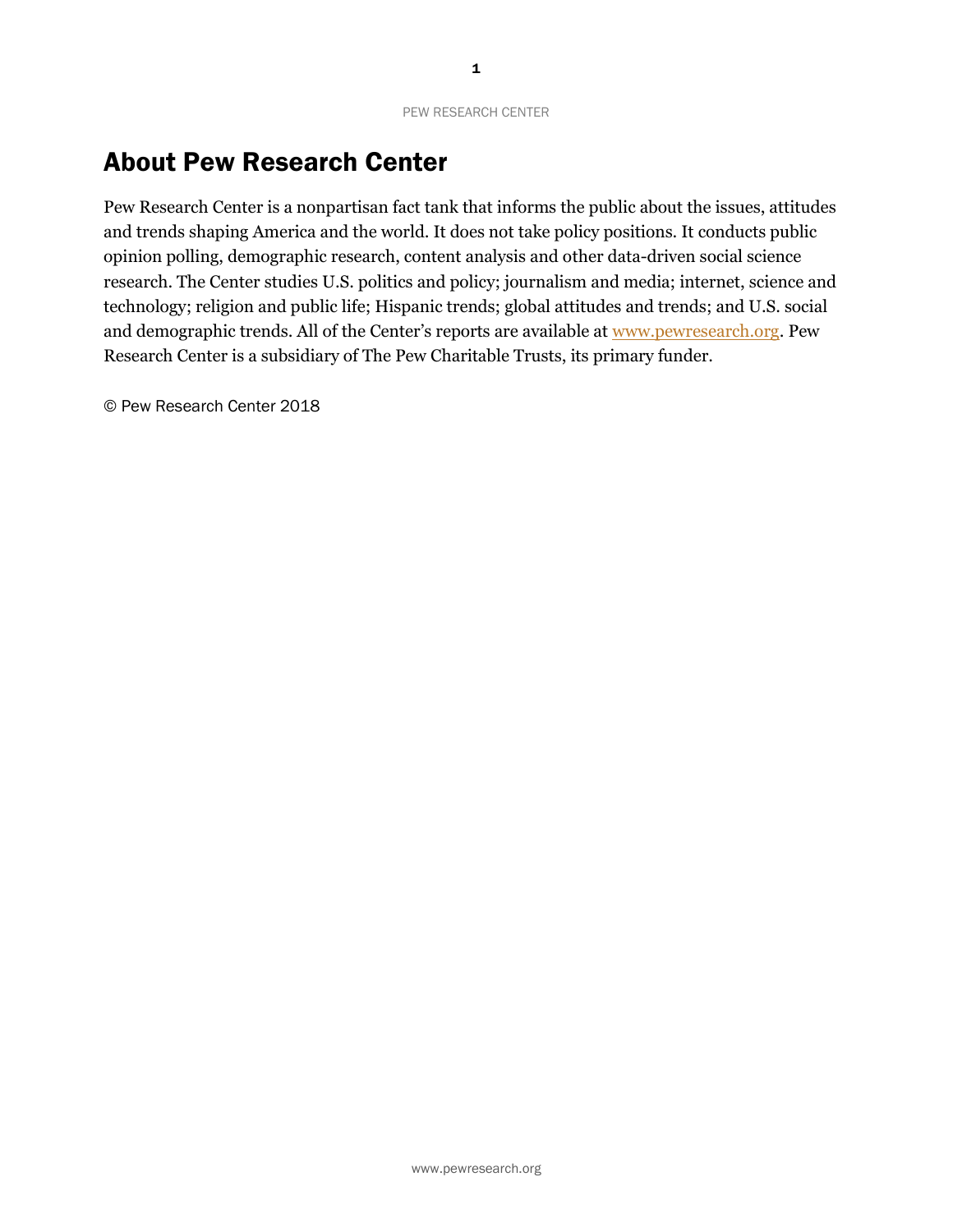# About Pew Research Center

Pew Research Center is a nonpartisan fact tank that informs the public about the issues, attitudes and trends shaping America and the world. It does not take policy positions. It conducts public opinion polling, demographic research, content analysis and other data-driven social science research. The Center studies U.S. politics and policy; journalism and media; internet, science and technology; religion and public life; Hispanic trends; global attitudes and trends; and U.S. social and demographic trends. All of the Center's reports are available at www.pewresearch.org. Pew Research Center is a subsidiary of The Pew Charitable Trusts, its primary funder.

© Pew Research Center 2018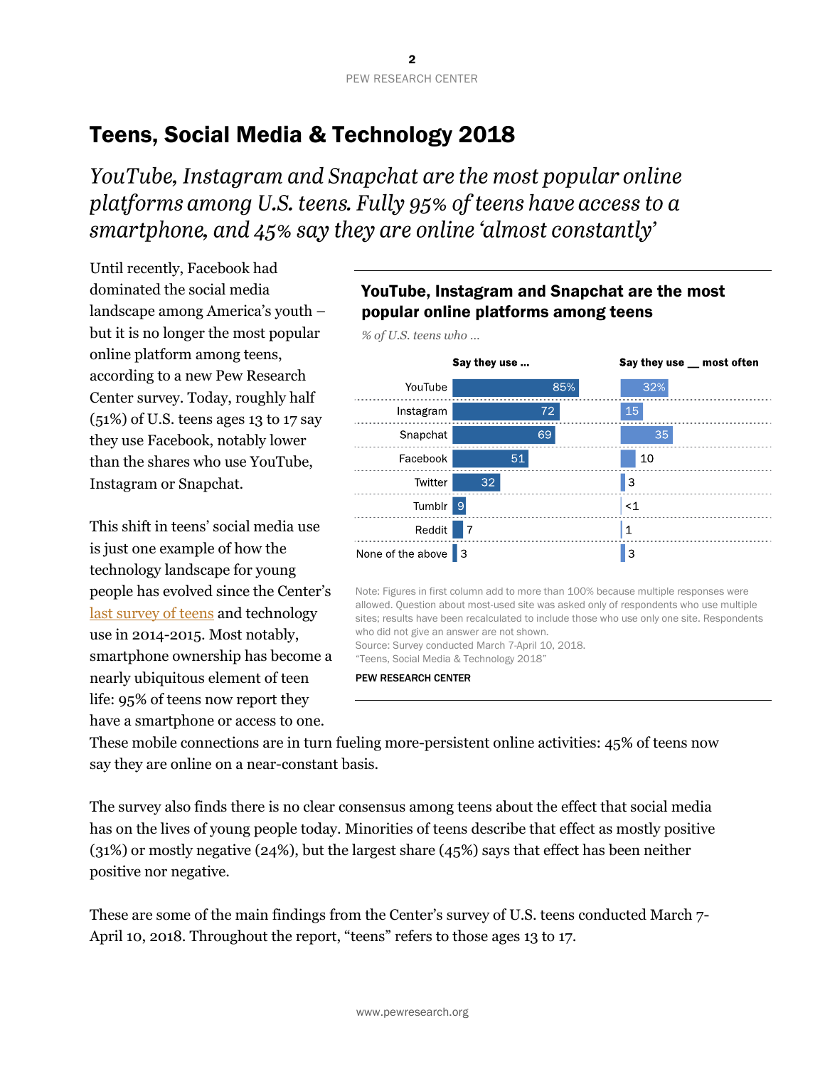# Teens, Social Media & Technology 2018

*YouTube, Instagram and Snapchat are the most popular online platforms among U.S. teens. Fully 95% of teens have access to a smartphone, and 45% say they are online 'almost constantly'*

Until recently, Facebook had dominated the social media landscape among America's youth – but it is no longer the most popular online platform among teens, according to a new Pew Research Center survey. Today, roughly half (51%) of U.S. teens ages 13 to 17 say they use Facebook, notably lower than the shares who use YouTube, Instagram or Snapchat.

This shift in teens' social media use is just one example of how the technology landscape for young people has evolved since the Center's last survey of teens and technology use in 2014-2015. Most notably, smartphone ownership has become a nearly ubiquitous element of teen life: 95% of teens now report they have a smartphone or access to one. These mobile connections are in turn fueling more-persistent online activities: 45% of teens now say they are online on a near-constant basis.

**YouTube, Instagram and Snapchat are the most popular online platforms among teens**

*% of U.S. teens who ...*

| | Say they use ... | Say they use __ most often |
|---|---|---|
| YouTube | 85% | 32% |
| Instagram | 72 | 15 |
| Snapchat | 69 | 35 |
| Facebook | 51 | 10 |
| Twitter | 32 | 3 |
| Tumblr | 9 | <1 |
| Reddit | 7 | 1 |
| None of the above | 3 | 3 |

Note: Figures in first column add to more than 100% because multiple responses were allowed. Question about most-used site was asked only of respondents who use multiple sites; results have been recalculated to include those who use only one site. Respondents who did not give an answer are not shown.
Source: Survey conducted March 7-April 10, 2018.
"Teens, Social Media & Technology 2018"

PEW RESEARCH CENTER

The survey also finds there is no clear consensus among teens about the effect that social media has on the lives of young people today. Minorities of teens describe that effect as mostly positive (31%) or mostly negative (24%), but the largest share (45%) says that effect has been neither positive nor negative.

These are some of the main findings from the Center's survey of U.S. teens conducted March 7-April 10, 2018. Throughout the report, "teens" refers to those ages 13 to 17.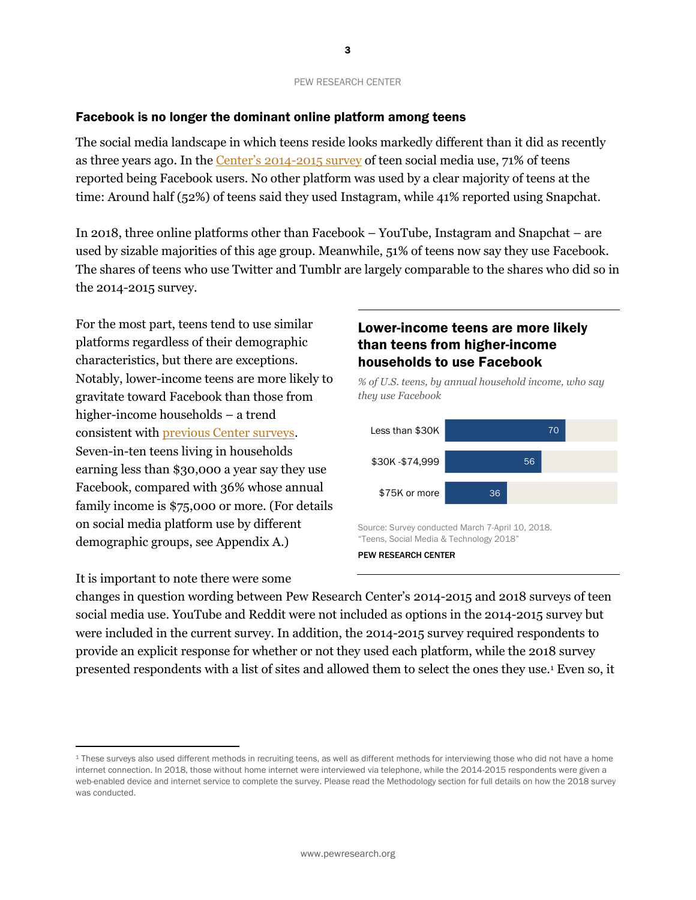## Facebook is no longer the dominant online platform among teens

The social media landscape in which teens reside looks markedly different than it did as recently as three years ago. In the [Center's 2014-2015 survey](#) of teen social media use, 71% of teens reported being Facebook users. No other platform was used by a clear majority of teens at the time: Around half (52%) of teens said they used Instagram, while 41% reported using Snapchat.

In 2018, three online platforms other than Facebook – YouTube, Instagram and Snapchat – are used by sizable majorities of this age group. Meanwhile, 51% of teens now say they use Facebook. The shares of teens who use Twitter and Tumblr are largely comparable to the shares who did so in the 2014-2015 survey.

For the most part, teens tend to use similar platforms regardless of their demographic characteristics, but there are exceptions. Notably, lower-income teens are more likely to gravitate toward Facebook than those from higher-income households – a trend consistent with [previous Center surveys](#). Seven-in-ten teens living in households earning less than $30,000 a year say they use Facebook, compared with 36% whose annual family income is $75,000 or more. (For details on social media platform use by different demographic groups, see Appendix A.)

**Lower-income teens are more likely than teens from higher-income households to use Facebook**

*% of U.S. teens, by annual household income, who say they use Facebook*

| Annual household income | % |
| --- | --- |
| Less than $30K | 70 |
| $30K -$74,999 | 56 |
| $75K or more | 36 |

Source: Survey conducted March 7-April 10, 2018.
"Teens, Social Media & Technology 2018"

PEW RESEARCH CENTER

It is important to note there were some changes in question wording between Pew Research Center's 2014-2015 and 2018 surveys of teen social media use. YouTube and Reddit were not included as options in the 2014-2015 survey but were included in the current survey. In addition, the 2014-2015 survey required respondents to provide an explicit response for whether or not they used each platform, while the 2018 survey presented respondents with a list of sites and allowed them to select the ones they use.[1] Even so, it

---

[1] These surveys also used different methods in recruiting teens, as well as different methods for interviewing those who did not have a home internet connection. In 2018, those without home internet were interviewed via telephone, while the 2014-2015 respondents were given a web-enabled device and internet service to complete the survey. Please read the Methodology section for full details on how the 2018 survey was conducted.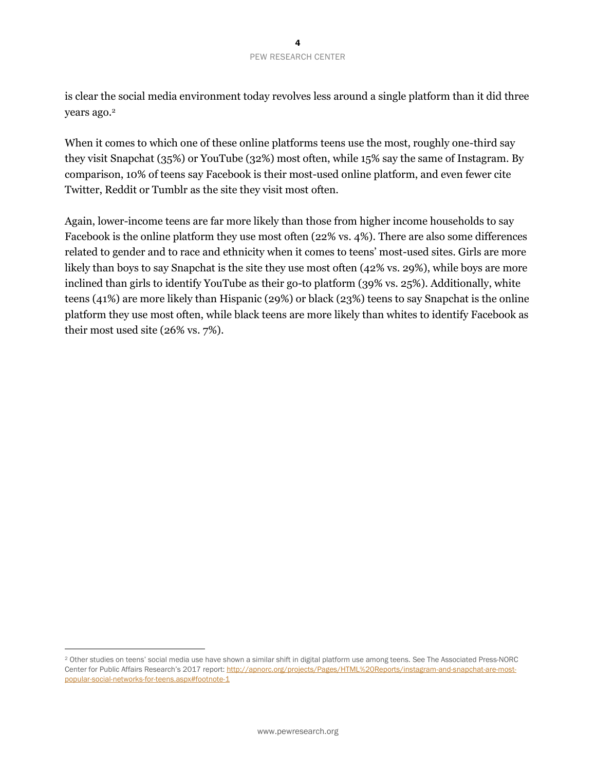is clear the social media environment today revolves less around a single platform than it did three years ago.[2]

When it comes to which one of these online platforms teens use the most, roughly one-third say they visit Snapchat (35%) or YouTube (32%) most often, while 15% say the same of Instagram. By comparison, 10% of teens say Facebook is their most-used online platform, and even fewer cite Twitter, Reddit or Tumblr as the site they visit most often.

Again, lower-income teens are far more likely than those from higher income households to say Facebook is the online platform they use most often (22% vs. 4%). There are also some differences related to gender and to race and ethnicity when it comes to teens' most-used sites. Girls are more likely than boys to say Snapchat is the site they use most often (42% vs. 29%), while boys are more inclined than girls to identify YouTube as their go-to platform (39% vs. 25%). Additionally, white teens (41%) are more likely than Hispanic (29%) or black (23%) teens to say Snapchat is the online platform they use most often, while black teens are more likely than whites to identify Facebook as their most used site (26% vs. 7%).

---

[2] Other studies on teens' social media use have shown a similar shift in digital platform use among teens. See The Associated Press-NORC Center for Public Affairs Research's 2017 report: http://apnorc.org/projects/Pages/HTML%20Reports/instagram-and-snapchat-are-most-popular-social-networks-for-teens.aspx#footnote-1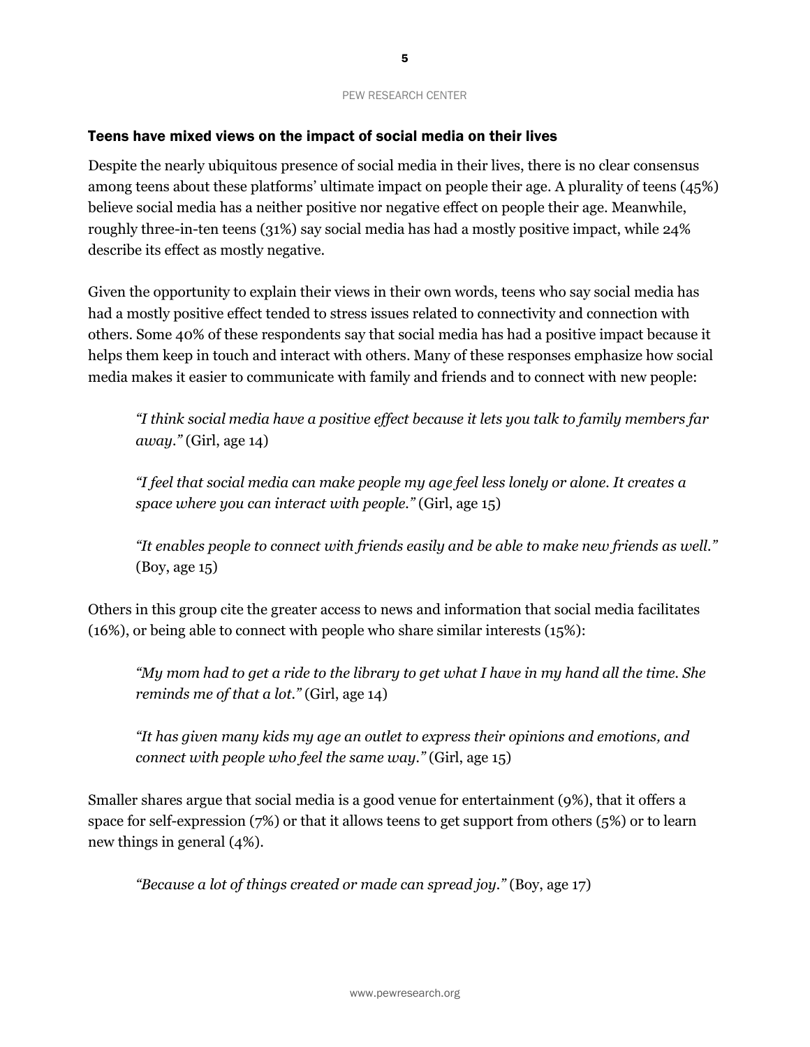## Teens have mixed views on the impact of social media on their lives

Despite the nearly ubiquitous presence of social media in their lives, there is no clear consensus among teens about these platforms' ultimate impact on people their age. A plurality of teens (45%) believe social media has a neither positive nor negative effect on people their age. Meanwhile, roughly three-in-ten teens (31%) say social media has had a mostly positive impact, while 24% describe its effect as mostly negative.

Given the opportunity to explain their views in their own words, teens who say social media has had a mostly positive effect tended to stress issues related to connectivity and connection with others. Some 40% of these respondents say that social media has had a positive impact because it helps them keep in touch and interact with others. Many of these responses emphasize how social media makes it easier to communicate with family and friends and to connect with new people:

> *"I think social media have a positive effect because it lets you talk to family members far away."* (Girl, age 14)

> *"I feel that social media can make people my age feel less lonely or alone. It creates a space where you can interact with people."* (Girl, age 15)

> *"It enables people to connect with friends easily and be able to make new friends as well."* (Boy, age 15)

Others in this group cite the greater access to news and information that social media facilitates (16%), or being able to connect with people who share similar interests (15%):

> *"My mom had to get a ride to the library to get what I have in my hand all the time. She reminds me of that a lot."* (Girl, age 14)

> *"It has given many kids my age an outlet to express their opinions and emotions, and connect with people who feel the same way."* (Girl, age 15)

Smaller shares argue that social media is a good venue for entertainment (9%), that it offers a space for self-expression (7%) or that it allows teens to get support from others (5%) or to learn new things in general (4%).

> *"Because a lot of things created or made can spread joy."* (Boy, age 17)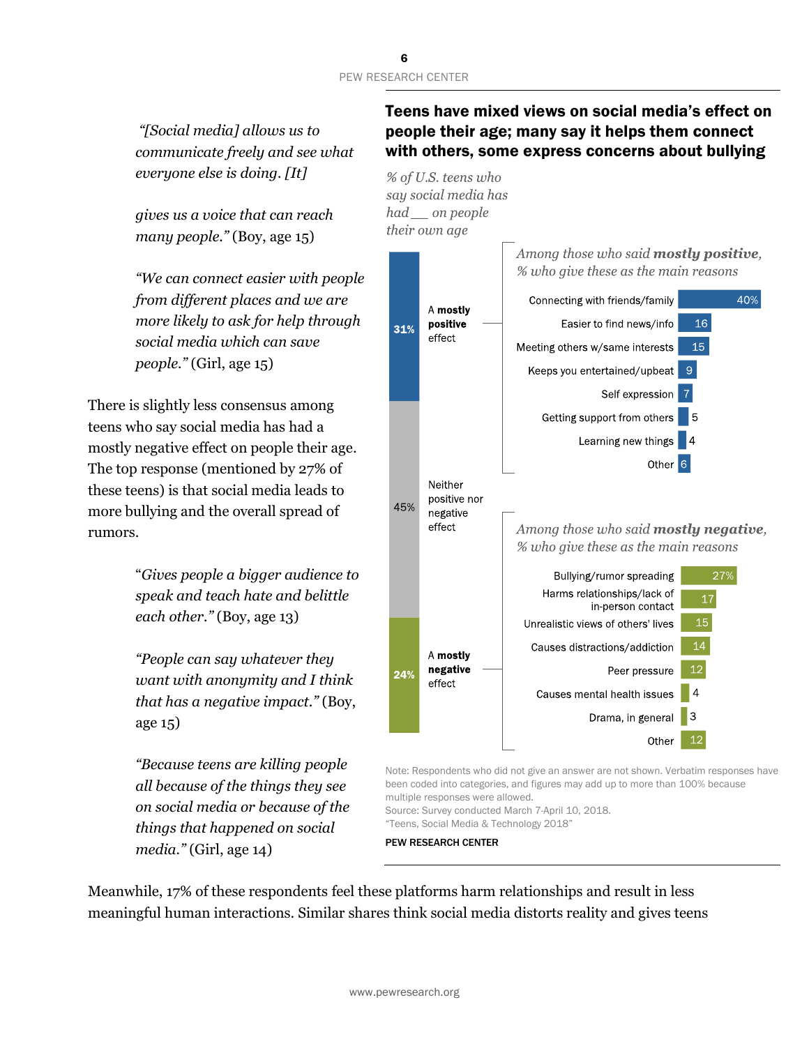*"[Social media] allows us to communicate freely and see what everyone else is doing. [It] gives us a voice that can reach many people."* (Boy, age 15)

*"We can connect easier with people from different places and we are more likely to ask for help through social media which can save people."* (Girl, age 15)

There is slightly less consensus among teens who say social media has had a mostly negative effect on people their age. The top response (mentioned by 27% of these teens) is that social media leads to more bullying and the overall spread of rumors.

*"Gives people a bigger audience to speak and teach hate and belittle each other."* (Boy, age 13)

*"People can say whatever they want with anonymity and I think that has a negative impact."* (Boy, age 15)

*"Because teens are killing people all because of the things they see on social media or because of the things that happened on social media."* (Girl, age 14)

### Teens have mixed views on social media's effect on people their age; many say it helps them connect with others, some express concerns about bullying

*% of U.S. teens who say social media has had \_\_ on people their own age*

| Effect | % |
|---|---|
| A mostly positive effect | 31% |
| Neither positive nor negative effect | 45% |
| A mostly negative effect | 24% |

*Among those who said **mostly positive**, % who give these as the main reasons*

| Reason | % |
|---|---|
| Connecting with friends/family | 40% |
| Easier to find news/info | 16 |
| Meeting others w/same interests | 15 |
| Keeps you entertained/upbeat | 9 |
| Self expression | 7 |
| Getting support from others | 5 |
| Learning new things | 4 |
| Other | 6 |

*Among those who said **mostly negative**, % who give these as the main reasons*

| Reason | % |
|---|---|
| Bullying/rumor spreading | 27% |
| Harms relationships/lack of in-person contact | 17 |
| Unrealistic views of others' lives | 15 |
| Causes distractions/addiction | 14 |
| Peer pressure | 12 |
| Causes mental health issues | 4 |
| Drama, in general | 3 |
| Other | 12 |

Note: Respondents who did not give an answer are not shown. Verbatim responses have been coded into categories, and figures may add up to more than 100% because multiple responses were allowed.
Source: Survey conducted March 7-April 10, 2018.
"Teens, Social Media & Technology 2018"

PEW RESEARCH CENTER

Meanwhile, 17% of these respondents feel these platforms harm relationships and result in less meaningful human interactions. Similar shares think social media distorts reality and gives teens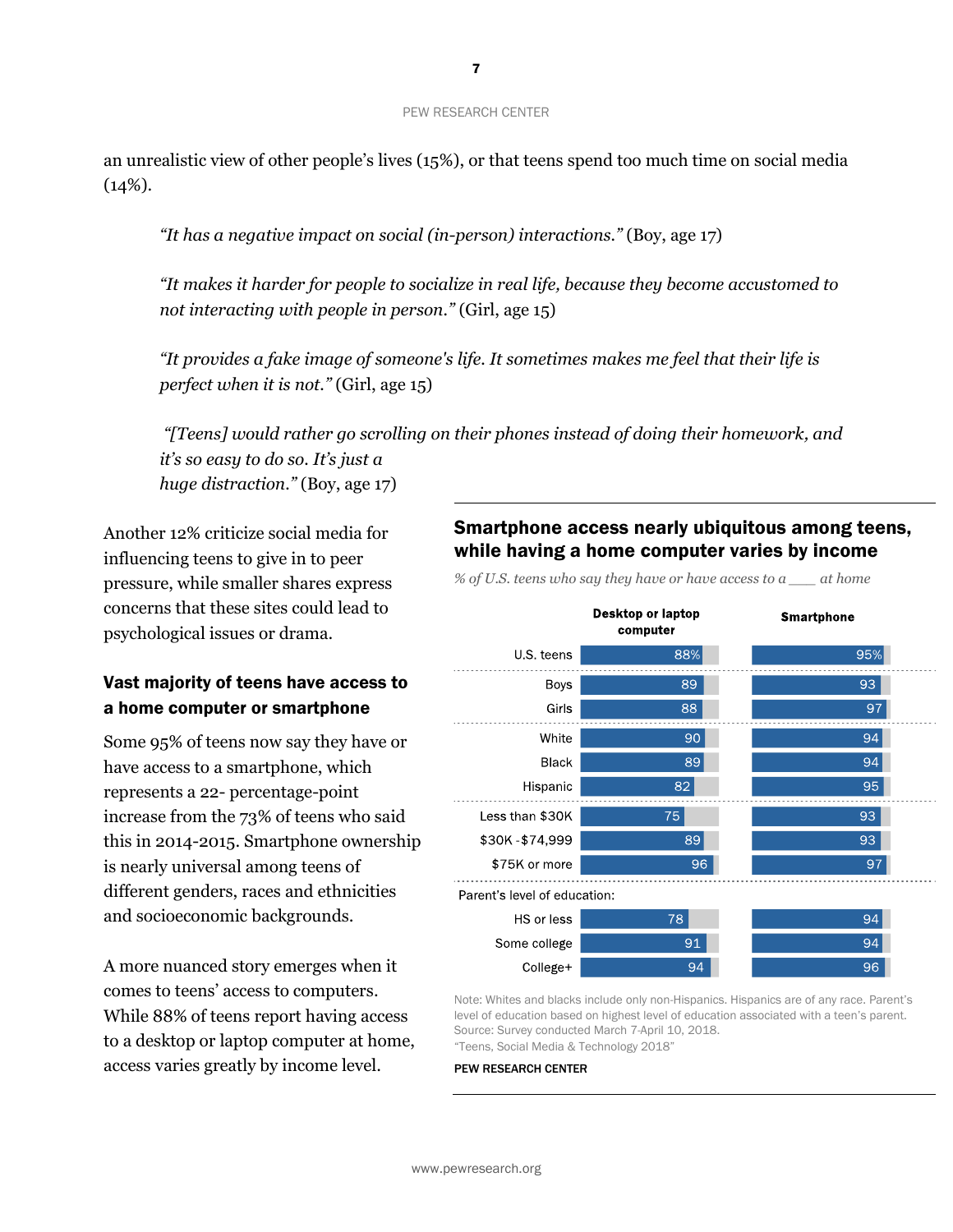an unrealistic view of other people's lives (15%), or that teens spend too much time on social media (14%).

> *"It has a negative impact on social (in-person) interactions."* (Boy, age 17)
>
> *"It makes it harder for people to socialize in real life, because they become accustomed to not interacting with people in person."* (Girl, age 15)
>
> *"It provides a fake image of someone's life. It sometimes makes me feel that their life is perfect when it is not."* (Girl, age 15)
>
> *"[Teens] would rather go scrolling on their phones instead of doing their homework, and it's so easy to do so. It's just a huge distraction."* (Boy, age 17)

Another 12% criticize social media for influencing teens to give in to peer pressure, while smaller shares express concerns that these sites could lead to psychological issues or drama.

## Vast majority of teens have access to a home computer or smartphone

Some 95% of teens now say they have or have access to a smartphone, which represents a 22- percentage-point increase from the 73% of teens who said this in 2014-2015. Smartphone ownership is nearly universal among teens of different genders, races and ethnicities and socioeconomic backgrounds.

A more nuanced story emerges when it comes to teens' access to computers. While 88% of teens report having access to a desktop or laptop computer at home, access varies greatly by income level.

**Smartphone access nearly ubiquitous among teens, while having a home computer varies by income**

*% of U.S. teens who say they have or have access to a \_\_\_ at home*

| | Desktop or laptop computer | Smartphone |
|---|---|---|
| U.S. teens | 88% | 95% |
| Boys | 89 | 93 |
| Girls | 88 | 97 |
| White | 90 | 94 |
| Black | 89 | 94 |
| Hispanic | 82 | 95 |
| Less than $30K | 75 | 93 |
| $30K -$74,999 | 89 | 93 |
| $75K or more | 96 | 97 |
| **Parent's level of education:** | | |
| HS or less | 78 | 94 |
| Some college | 91 | 94 |
| College+ | 94 | 96 |

Note: Whites and blacks include only non-Hispanics. Hispanics are of any race. Parent's level of education based on highest level of education associated with a teen's parent.
Source: Survey conducted March 7-April 10, 2018.
"Teens, Social Media & Technology 2018"

PEW RESEARCH CENTER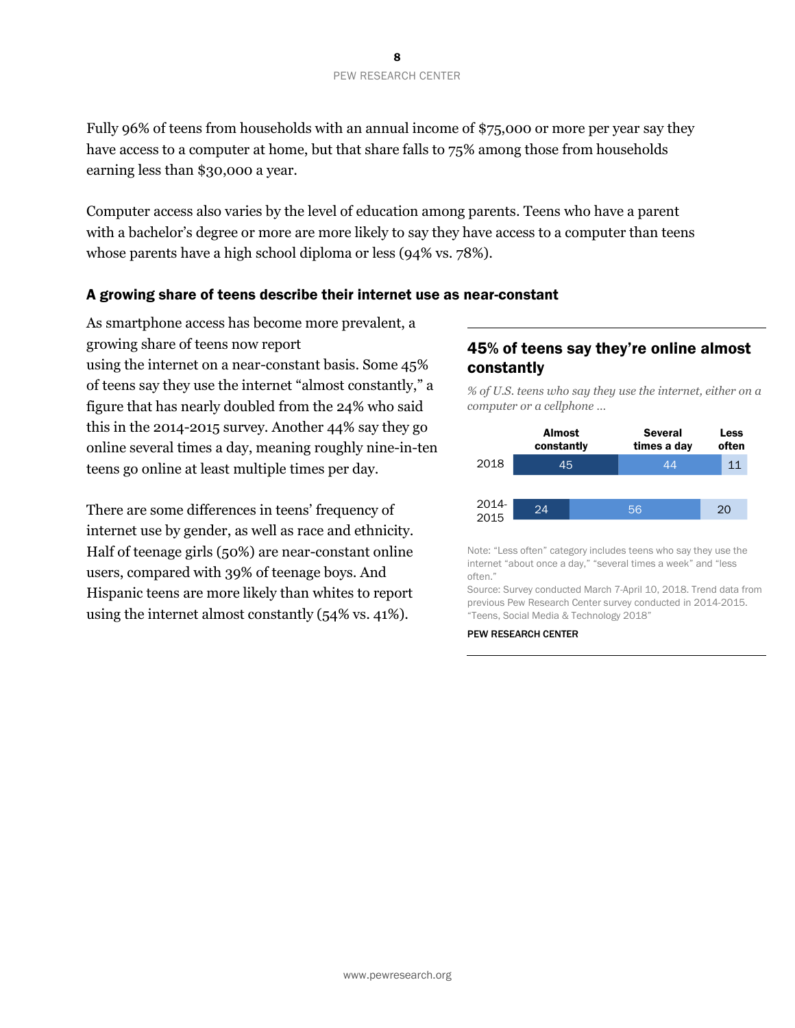Fully 96% of teens from households with an annual income of $75,000 or more per year say they have access to a computer at home, but that share falls to 75% among those from households earning less than $30,000 a year.

Computer access also varies by the level of education among parents. Teens who have a parent with a bachelor's degree or more are more likely to say they have access to a computer than teens whose parents have a high school diploma or less (94% vs. 78%).

## A growing share of teens describe their internet use as near-constant

As smartphone access has become more prevalent, a growing share of teens now report using the internet on a near-constant basis. Some 45% of teens say they use the internet "almost constantly," a figure that has nearly doubled from the 24% who said this in the 2014-2015 survey. Another 44% say they go online several times a day, meaning roughly nine-in-ten teens go online at least multiple times per day.

There are some differences in teens' frequency of internet use by gender, as well as race and ethnicity. Half of teenage girls (50%) are near-constant online users, compared with 39% of teenage boys. And Hispanic teens are more likely than whites to report using the internet almost constantly (54% vs. 41%).

### 45% of teens say they're online almost constantly

*% of U.S. teens who say they use the internet, either on a computer or a cellphone ...*

| | Almost constantly | Several times a day | Less often |
|---|---|---|---|
| 2018 | 45 | 44 | 11 |
| 2014-2015 | 24 | 56 | 20 |

Note: "Less often" category includes teens who say they use the internet "about once a day," "several times a week" and "less often."

Source: Survey conducted March 7-April 10, 2018. Trend data from previous Pew Research Center survey conducted in 2014-2015. "Teens, Social Media & Technology 2018"

PEW RESEARCH CENTER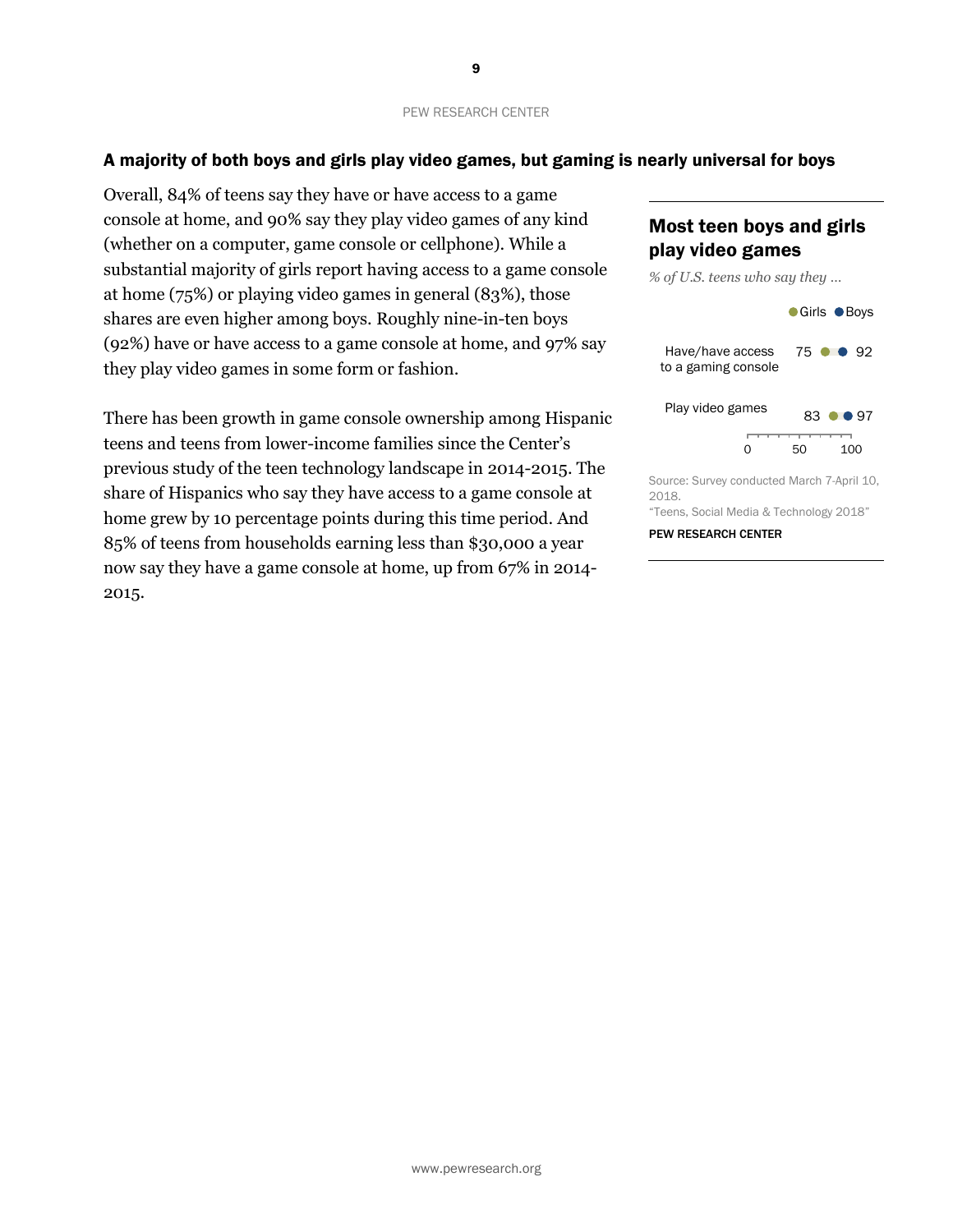## A majority of both boys and girls play video games, but gaming is nearly universal for boys

Overall, 84% of teens say they have or have access to a game console at home, and 90% say they play video games of any kind (whether on a computer, game console or cellphone). While a substantial majority of girls report having access to a game console at home (75%) or playing video games in general (83%), those shares are even higher among boys. Roughly nine-in-ten boys (92%) have or have access to a game console at home, and 97% say they play video games in some form or fashion.

There has been growth in game console ownership among Hispanic teens and teens from lower-income families since the Center's previous study of the teen technology landscape in 2014-2015. The share of Hispanics who say they have access to a game console at home grew by 10 percentage points during this time period. And 85% of teens from households earning less than $30,000 a year now say they have a game console at home, up from 67% in 2014-2015.

### Most teen boys and girls play video games

*% of U.S. teens who say they …*

| | Girls | Boys |
|---|---|---|
| Have/have access to a gaming console | 75 | 92 |
| Play video games | 83 | 97 |

Source: Survey conducted March 7-April 10, 2018.
"Teens, Social Media & Technology 2018"

PEW RESEARCH CENTER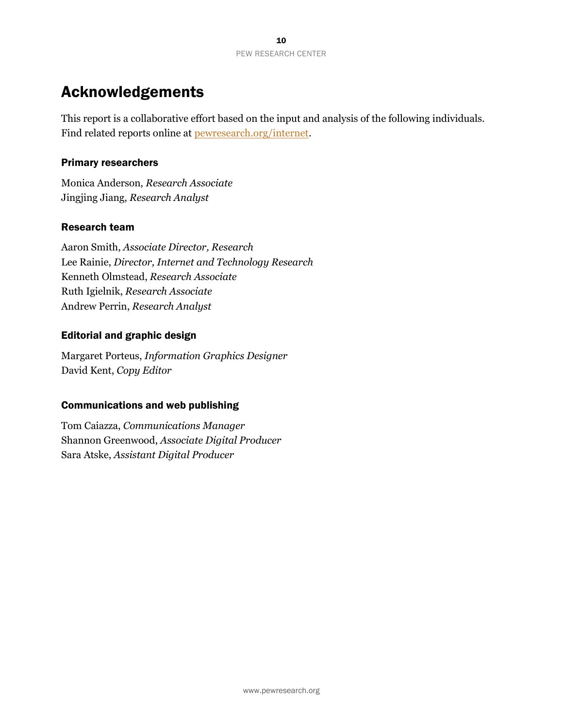# Acknowledgements

This report is a collaborative effort based on the input and analysis of the following individuals. Find related reports online at [pewresearch.org/internet](pewresearch.org/internet).

### Primary researchers

Monica Anderson, *Research Associate*
Jingjing Jiang, *Research Analyst*

### Research team

Aaron Smith, *Associate Director, Research*
Lee Rainie, *Director, Internet and Technology Research*
Kenneth Olmstead, *Research Associate*
Ruth Igielnik, *Research Associate*
Andrew Perrin, *Research Analyst*

### Editorial and graphic design

Margaret Porteus, *Information Graphics Designer*
David Kent, *Copy Editor*

### Communications and web publishing

Tom Caiazza, *Communications Manager*
Shannon Greenwood, *Associate Digital Producer*
Sara Atske, *Assistant Digital Producer*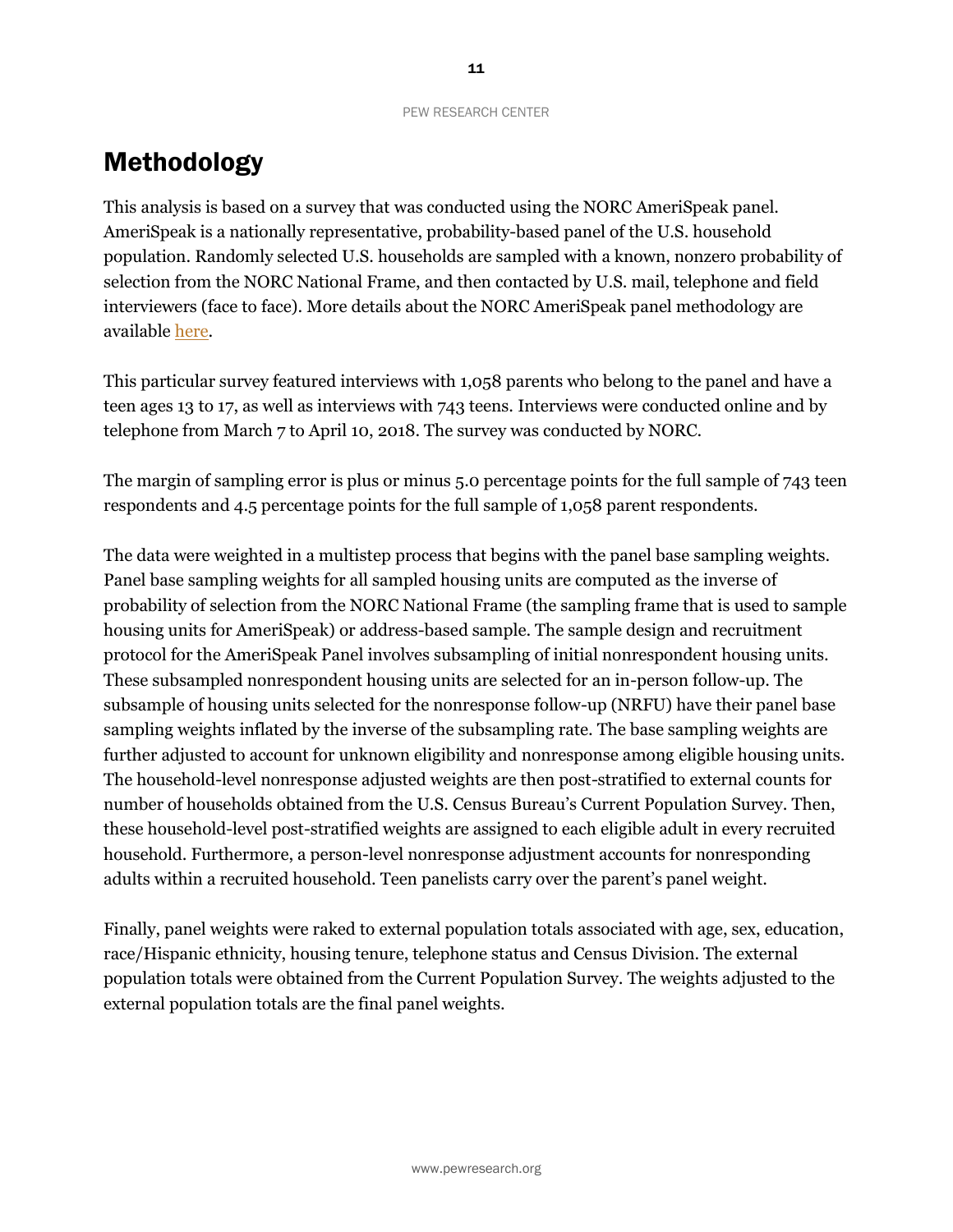# Methodology

This analysis is based on a survey that was conducted using the NORC AmeriSpeak panel. AmeriSpeak is a nationally representative, probability-based panel of the U.S. household population. Randomly selected U.S. households are sampled with a known, nonzero probability of selection from the NORC National Frame, and then contacted by U.S. mail, telephone and field interviewers (face to face). More details about the NORC AmeriSpeak panel methodology are available here.

This particular survey featured interviews with 1,058 parents who belong to the panel and have a teen ages 13 to 17, as well as interviews with 743 teens. Interviews were conducted online and by telephone from March 7 to April 10, 2018. The survey was conducted by NORC.

The margin of sampling error is plus or minus 5.0 percentage points for the full sample of 743 teen respondents and 4.5 percentage points for the full sample of 1,058 parent respondents.

The data were weighted in a multistep process that begins with the panel base sampling weights. Panel base sampling weights for all sampled housing units are computed as the inverse of probability of selection from the NORC National Frame (the sampling frame that is used to sample housing units for AmeriSpeak) or address-based sample. The sample design and recruitment protocol for the AmeriSpeak Panel involves subsampling of initial nonrespondent housing units. These subsampled nonrespondent housing units are selected for an in-person follow-up. The subsample of housing units selected for the nonresponse follow-up (NRFU) have their panel base sampling weights inflated by the inverse of the subsampling rate. The base sampling weights are further adjusted to account for unknown eligibility and nonresponse among eligible housing units. The household-level nonresponse adjusted weights are then post-stratified to external counts for number of households obtained from the U.S. Census Bureau's Current Population Survey. Then, these household-level post-stratified weights are assigned to each eligible adult in every recruited household. Furthermore, a person-level nonresponse adjustment accounts for nonresponding adults within a recruited household. Teen panelists carry over the parent's panel weight.

Finally, panel weights were raked to external population totals associated with age, sex, education, race/Hispanic ethnicity, housing tenure, telephone status and Census Division. The external population totals were obtained from the Current Population Survey. The weights adjusted to the external population totals are the final panel weights.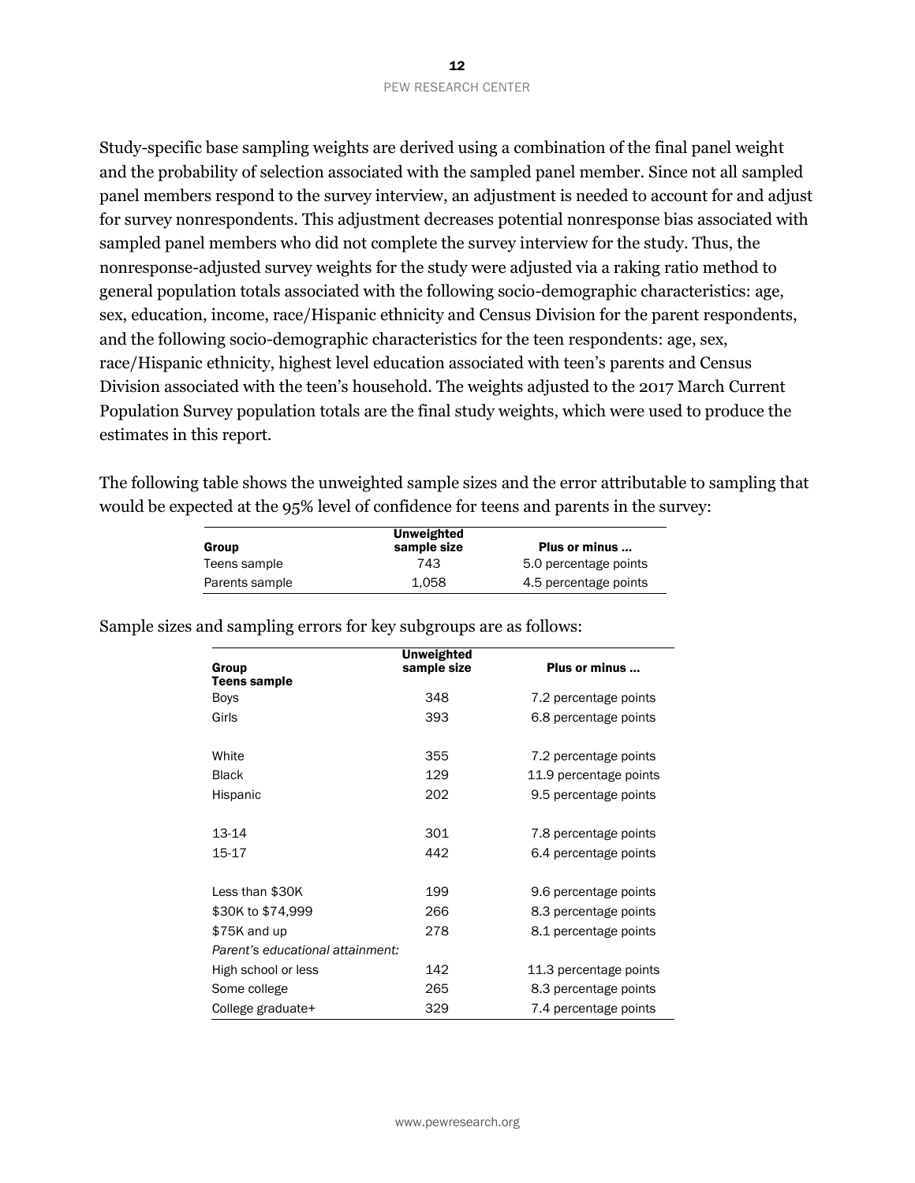Study-specific base sampling weights are derived using a combination of the final panel weight and the probability of selection associated with the sampled panel member. Since not all sampled panel members respond to the survey interview, an adjustment is needed to account for and adjust for survey nonrespondents. This adjustment decreases potential nonresponse bias associated with sampled panel members who did not complete the survey interview for the study. Thus, the nonresponse-adjusted survey weights for the study were adjusted via a raking ratio method to general population totals associated with the following socio-demographic characteristics: age, sex, education, income, race/Hispanic ethnicity and Census Division for the parent respondents, and the following socio-demographic characteristics for the teen respondents: age, sex, race/Hispanic ethnicity, highest level education associated with teen's parents and Census Division associated with the teen's household. The weights adjusted to the 2017 March Current Population Survey population totals are the final study weights, which were used to produce the estimates in this report.

The following table shows the unweighted sample sizes and the error attributable to sampling that would be expected at the 95% level of confidence for teens and parents in the survey:

| Group | Unweighted sample size | Plus or minus ... |
|---|---|---|
| Teens sample | 743 | 5.0 percentage points |
| Parents sample | 1,058 | 4.5 percentage points |

Sample sizes and sampling errors for key subgroups are as follows:

| Group | Unweighted sample size | Plus or minus ... |
|---|---|---|
| **Teens sample** | | |
| Boys | 348 | 7.2 percentage points |
| Girls | 393 | 6.8 percentage points |
| | | |
| White | 355 | 7.2 percentage points |
| Black | 129 | 11.9 percentage points |
| Hispanic | 202 | 9.5 percentage points |
| | | |
| 13-14 | 301 | 7.8 percentage points |
| 15-17 | 442 | 6.4 percentage points |
| | | |
| Less than $30K | 199 | 9.6 percentage points |
| $30K to $74,999 | 266 | 8.3 percentage points |
| $75K and up | 278 | 8.1 percentage points |
| *Parent's educational attainment:* | | |
| High school or less | 142 | 11.3 percentage points |
| Some college | 265 | 8.3 percentage points |
| College graduate+ | 329 | 7.4 percentage points |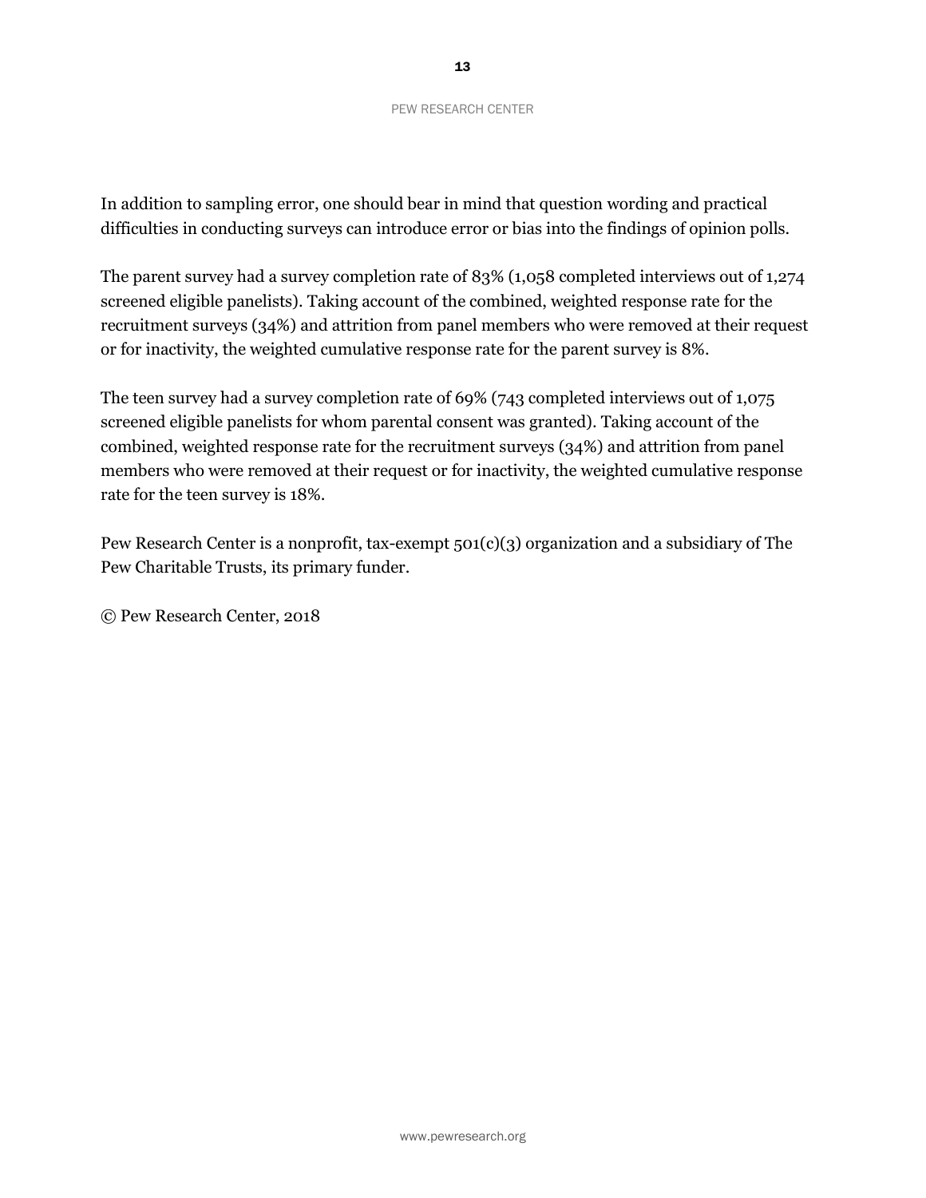In addition to sampling error, one should bear in mind that question wording and practical difficulties in conducting surveys can introduce error or bias into the findings of opinion polls.

The parent survey had a survey completion rate of 83% (1,058 completed interviews out of 1,274 screened eligible panelists). Taking account of the combined, weighted response rate for the recruitment surveys (34%) and attrition from panel members who were removed at their request or for inactivity, the weighted cumulative response rate for the parent survey is 8%.

The teen survey had a survey completion rate of 69% (743 completed interviews out of 1,075 screened eligible panelists for whom parental consent was granted). Taking account of the combined, weighted response rate for the recruitment surveys (34%) and attrition from panel members who were removed at their request or for inactivity, the weighted cumulative response rate for the teen survey is 18%.

Pew Research Center is a nonprofit, tax-exempt 501(c)(3) organization and a subsidiary of The Pew Charitable Trusts, its primary funder.

© Pew Research Center, 2018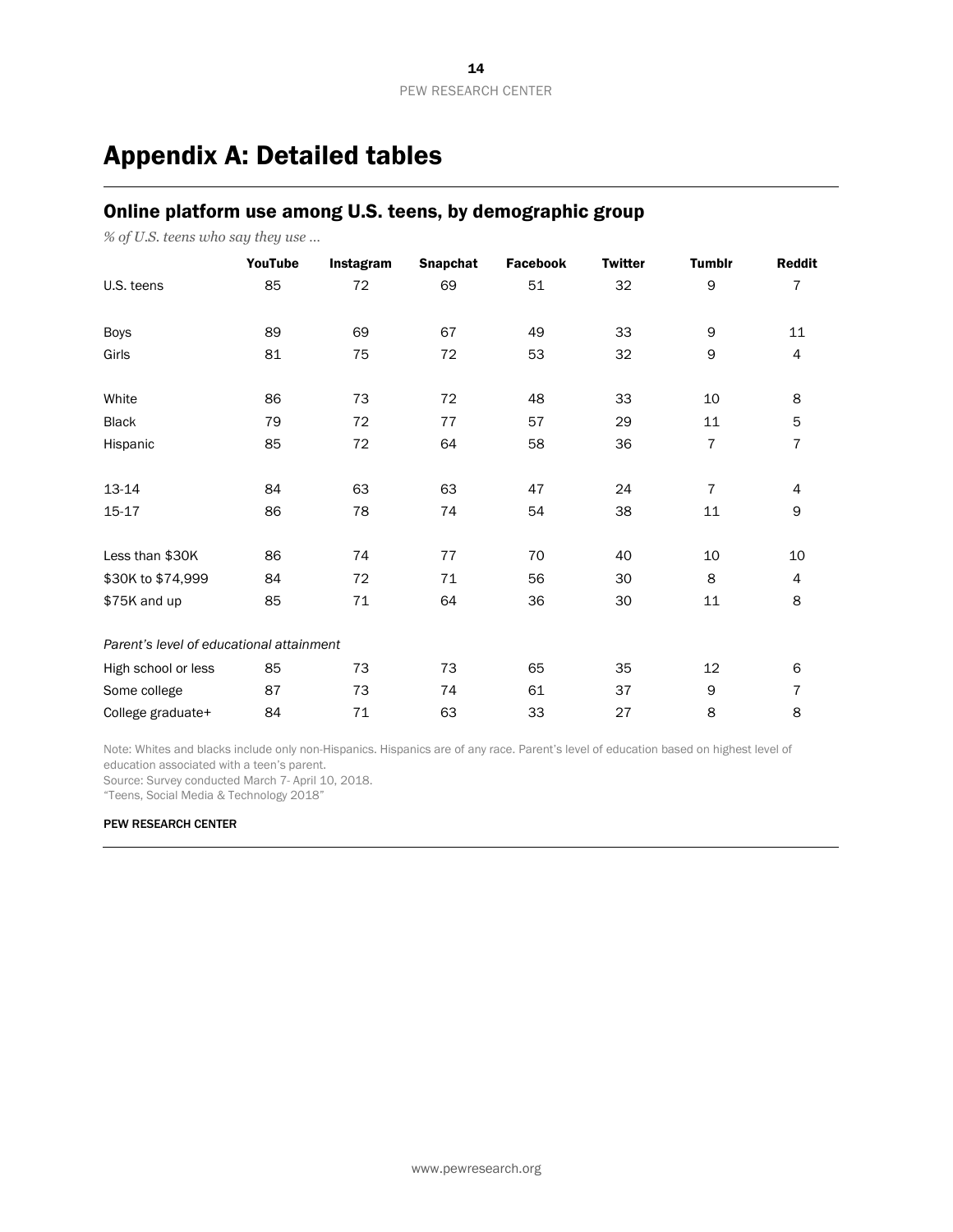# Appendix A: Detailed tables

## Online platform use among U.S. teens, by demographic group

*% of U.S. teens who say they use …*

| | YouTube | Instagram | Snapchat | Facebook | Twitter | Tumblr | Reddit |
|---|---|---|---|---|---|---|---|
| U.S. teens | 85 | 72 | 69 | 51 | 32 | 9 | 7 |
| | | | | | | | |
| Boys | 89 | 69 | 67 | 49 | 33 | 9 | 11 |
| Girls | 81 | 75 | 72 | 53 | 32 | 9 | 4 |
| | | | | | | | |
| White | 86 | 73 | 72 | 48 | 33 | 10 | 8 |
| Black | 79 | 72 | 77 | 57 | 29 | 11 | 5 |
| Hispanic | 85 | 72 | 64 | 58 | 36 | 7 | 7 |
| | | | | | | | |
| 13-14 | 84 | 63 | 63 | 47 | 24 | 7 | 4 |
| 15-17 | 86 | 78 | 74 | 54 | 38 | 11 | 9 |
| | | | | | | | |
| Less than $30K | 86 | 74 | 77 | 70 | 40 | 10 | 10 |
| $30K to $74,999 | 84 | 72 | 71 | 56 | 30 | 8 | 4 |
| $75K and up | 85 | 71 | 64 | 36 | 30 | 11 | 8 |
| | | | | | | | |
| *Parent's level of educational attainment* | | | | | | | |
| High school or less | 85 | 73 | 73 | 65 | 35 | 12 | 6 |
| Some college | 87 | 73 | 74 | 61 | 37 | 9 | 7 |
| College graduate+ | 84 | 71 | 63 | 33 | 27 | 8 | 8 |

Note: Whites and blacks include only non-Hispanics. Hispanics are of any race. Parent's level of education based on highest level of education associated with a teen's parent.
Source: Survey conducted March 7- April 10, 2018.
"Teens, Social Media & Technology 2018"

PEW RESEARCH CENTER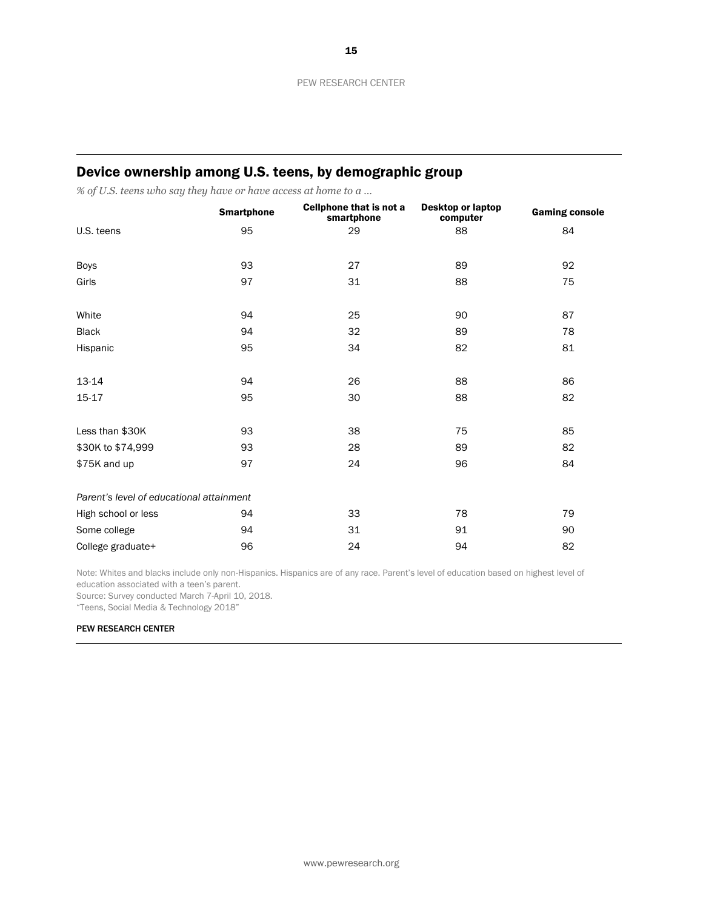## Device ownership among U.S. teens, by demographic group

*% of U.S. teens who say they have or have access at home to a …*

| | Smartphone | Cellphone that is not a smartphone | Desktop or laptop computer | Gaming console |
|---|---|---|---|---|
| U.S. teens | 95 | 29 | 88 | 84 |
| | | | | |
| Boys | 93 | 27 | 89 | 92 |
| Girls | 97 | 31 | 88 | 75 |
| | | | | |
| White | 94 | 25 | 90 | 87 |
| Black | 94 | 32 | 89 | 78 |
| Hispanic | 95 | 34 | 82 | 81 |
| | | | | |
| 13-14 | 94 | 26 | 88 | 86 |
| 15-17 | 95 | 30 | 88 | 82 |
| | | | | |
| Less than $30K | 93 | 38 | 75 | 85 |
| $30K to $74,999 | 93 | 28 | 89 | 82 |
| $75K and up | 97 | 24 | 96 | 84 |
| | | | | |
| *Parent's level of educational attainment* | | | | |
| High school or less | 94 | 33 | 78 | 79 |
| Some college | 94 | 31 | 91 | 90 |
| College graduate+ | 96 | 24 | 94 | 82 |

Note: Whites and blacks include only non-Hispanics. Hispanics are of any race. Parent's level of education based on highest level of education associated with a teen's parent.
Source: Survey conducted March 7-April 10, 2018.
"Teens, Social Media & Technology 2018"

PEW RESEARCH CENTER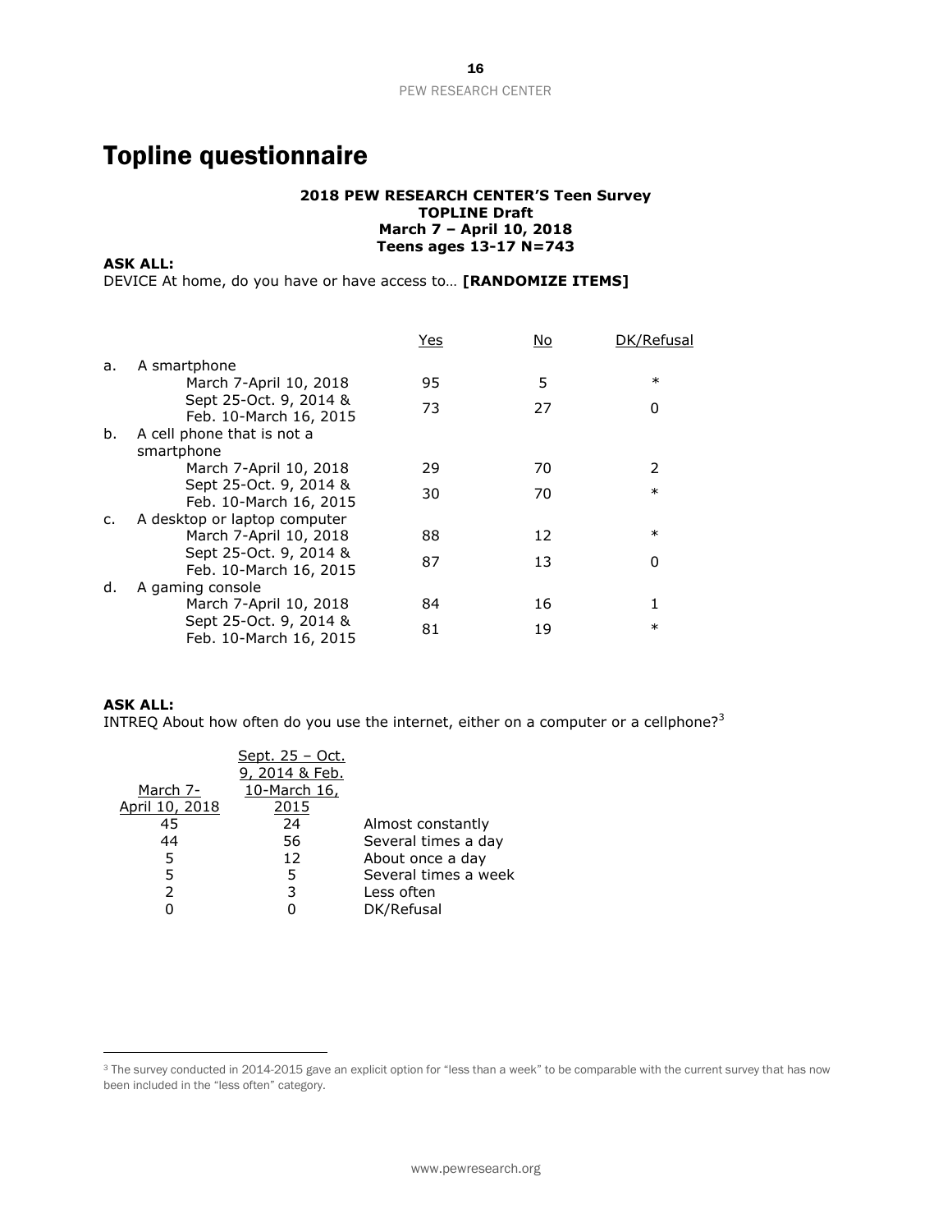# Topline questionnaire

**2018 PEW RESEARCH CENTER'S Teen Survey**
**TOPLINE Draft**
**March 7 – April 10, 2018**
**Teens ages 13-17 N=743**

**ASK ALL:**
DEVICE At home, do you have or have access to… **[RANDOMIZE ITEMS]**

| | | Yes | No | DK/Refusal |
|---|---|---|---|---|
| a. | A smartphone | | | |
| | March 7-April 10, 2018 | 95 | 5 | * |
| | Sept 25-Oct. 9, 2014 & Feb. 10-March 16, 2015 | 73 | 27 | 0 |
| b. | A cell phone that is not a smartphone | | | |
| | March 7-April 10, 2018 | 29 | 70 | 2 |
| | Sept 25-Oct. 9, 2014 & Feb. 10-March 16, 2015 | 30 | 70 | * |
| c. | A desktop or laptop computer | | | |
| | March 7-April 10, 2018 | 88 | 12 | * |
| | Sept 25-Oct. 9, 2014 & Feb. 10-March 16, 2015 | 87 | 13 | 0 |
| d. | A gaming console | | | |
| | March 7-April 10, 2018 | 84 | 16 | 1 |
| | Sept 25-Oct. 9, 2014 & Feb. 10-March 16, 2015 | 81 | 19 | * |

**ASK ALL:**
INTREQ About how often do you use the internet, either on a computer or a cellphone?[3]

| March 7-April 10, 2018 | Sept. 25 – Oct. 9, 2014 & Feb. 10-March 16, 2015 | |
|---|---|---|
| 45 | 24 | Almost constantly |
| 44 | 56 | Several times a day |
| 5 | 12 | About once a day |
| 5 | 5 | Several times a week |
| 2 | 3 | Less often |
| 0 | 0 | DK/Refusal |

[3] The survey conducted in 2014-2015 gave an explicit option for "less than a week" to be comparable with the current survey that has now been included in the "less often" category.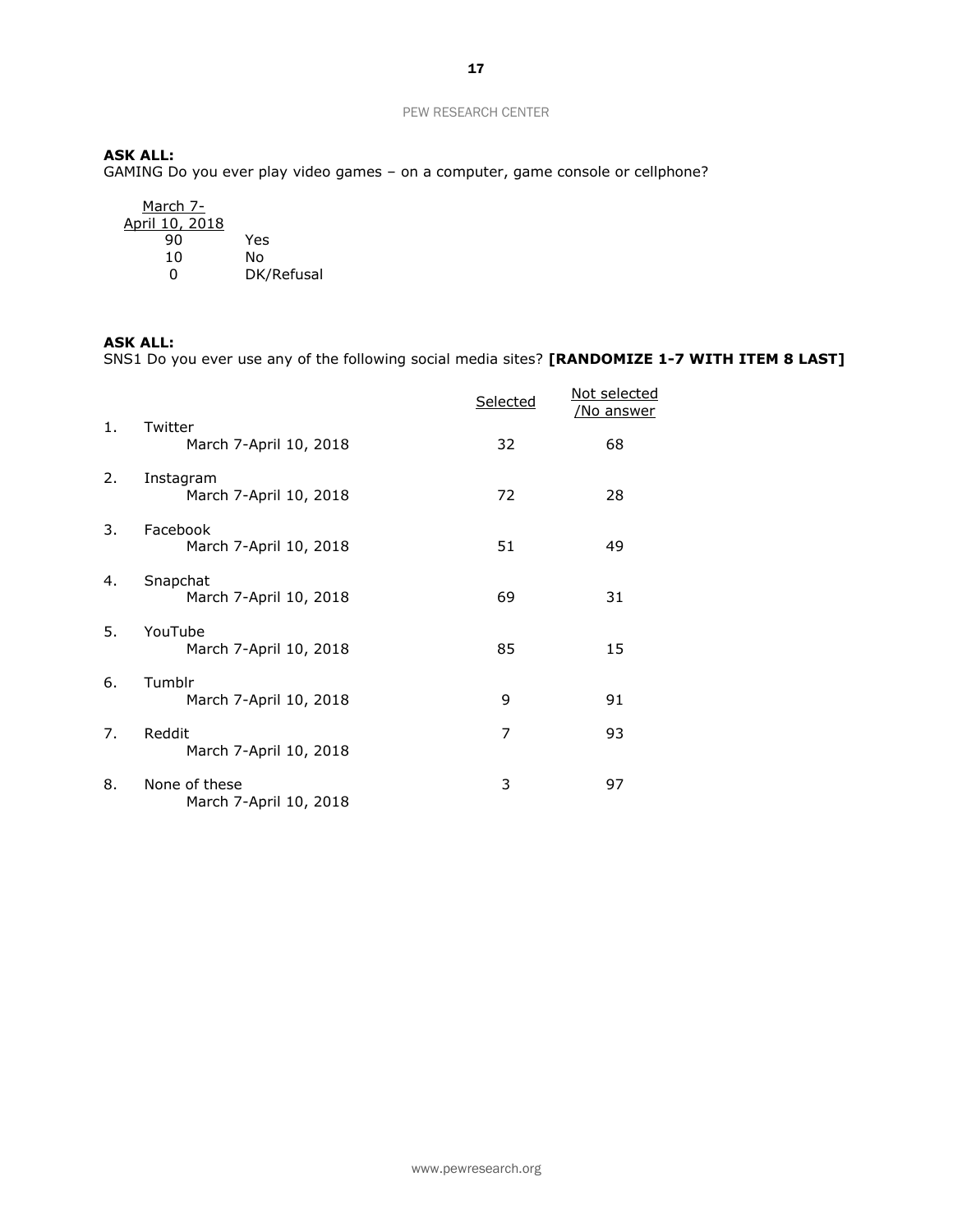**ASK ALL:**
GAMING Do you ever play video games – on a computer, game console or cellphone?

| March 7-April 10, 2018 | |
|---|---|
| 90 | Yes |
| 10 | No |
| 0 | DK/Refusal |

**ASK ALL:**
SNS1 Do you ever use any of the following social media sites? **[RANDOMIZE 1-7 WITH ITEM 8 LAST]**

| | | Selected | Not selected /No answer |
|---|---|---|---|
| 1. | Twitter | | |
| | March 7-April 10, 2018 | 32 | 68 |
| 2. | Instagram | | |
| | March 7-April 10, 2018 | 72 | 28 |
| 3. | Facebook | | |
| | March 7-April 10, 2018 | 51 | 49 |
| 4. | Snapchat | | |
| | March 7-April 10, 2018 | 69 | 31 |
| 5. | YouTube | | |
| | March 7-April 10, 2018 | 85 | 15 |
| 6. | Tumblr | | |
| | March 7-April 10, 2018 | 9 | 91 |
| 7. | Reddit | | |
| | March 7-April 10, 2018 | 7 | 93 |
| 8. | None of these | | |
| | March 7-April 10, 2018 | 3 | 97 |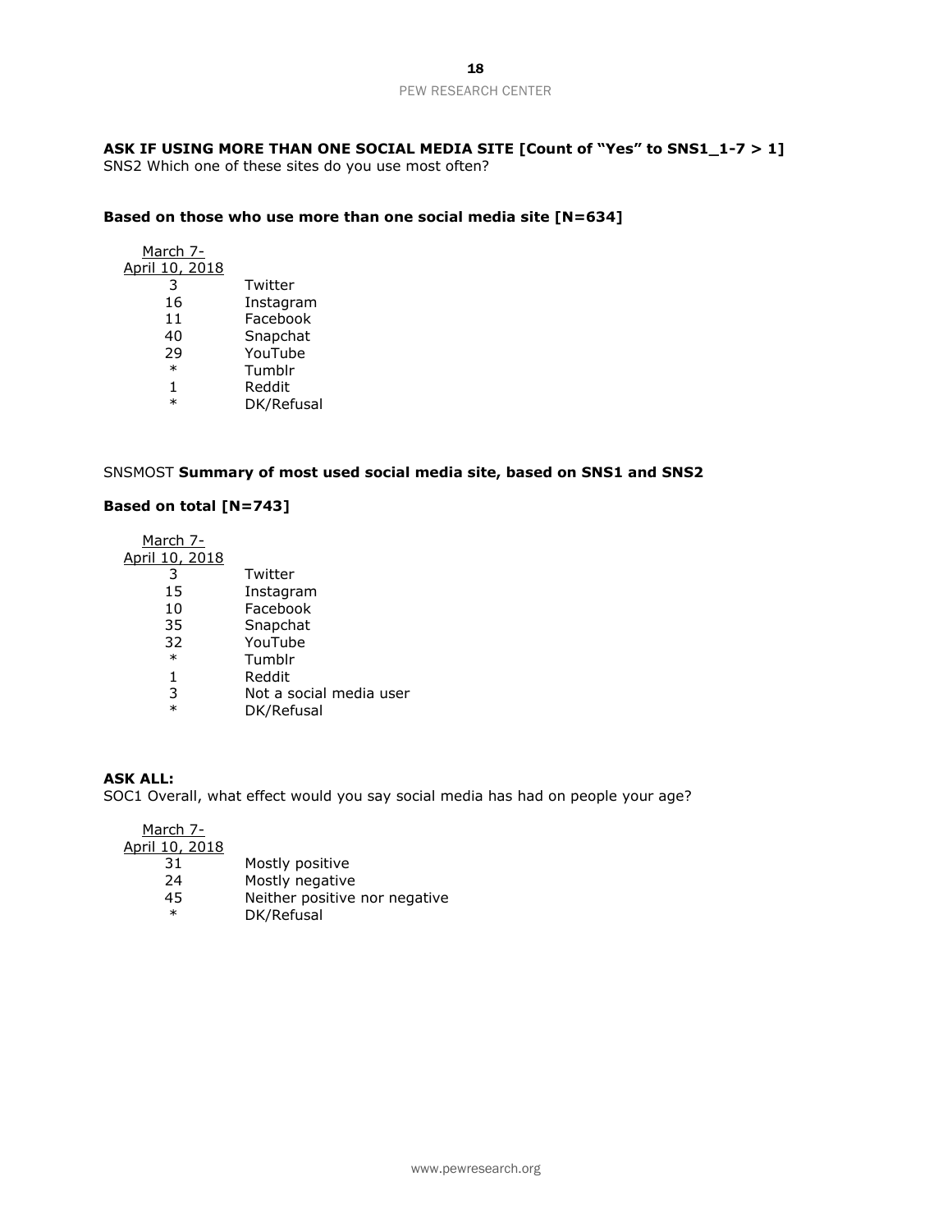**ASK IF USING MORE THAN ONE SOCIAL MEDIA SITE [Count of "Yes" to SNS1_1-7 > 1]**
SNS2 Which one of these sites do you use most often?

**Based on those who use more than one social media site [N=634]**

| March 7-April 10, 2018 | |
|---|---|
| 3 | Twitter |
| 16 | Instagram |
| 11 | Facebook |
| 40 | Snapchat |
| 29 | YouTube |
| * | Tumblr |
| 1 | Reddit |
| * | DK/Refusal |

SNSMOST **Summary of most used social media site, based on SNS1 and SNS2**

**Based on total [N=743]**

| March 7-April 10, 2018 | |
|---|---|
| 3 | Twitter |
| 15 | Instagram |
| 10 | Facebook |
| 35 | Snapchat |
| 32 | YouTube |
| * | Tumblr |
| 1 | Reddit |
| 3 | Not a social media user |
| * | DK/Refusal |

**ASK ALL:**
SOC1 Overall, what effect would you say social media has had on people your age?

| March 7-April 10, 2018 | |
|---|---|
| 31 | Mostly positive |
| 24 | Mostly negative |
| 45 | Neither positive nor negative |
| * | DK/Refusal |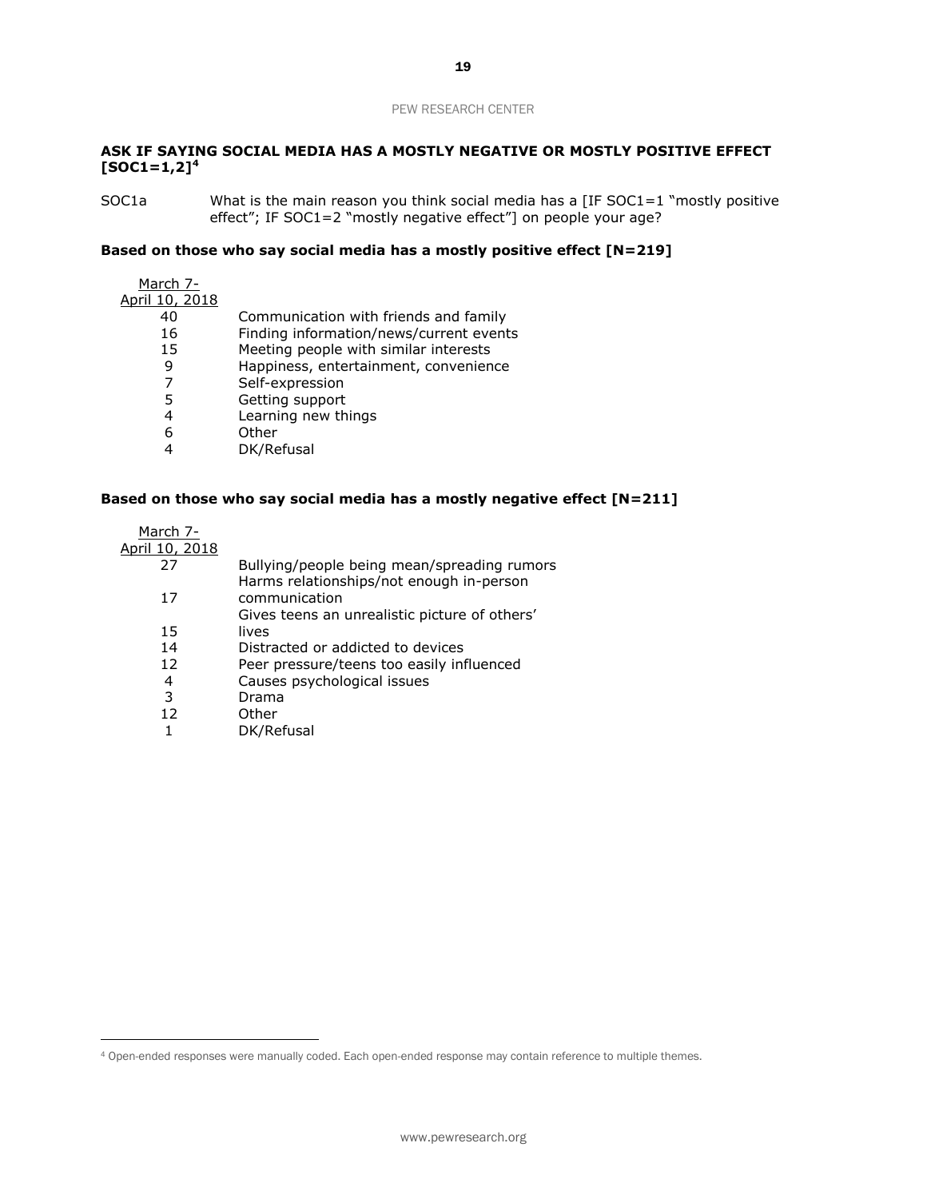**ASK IF SAYING SOCIAL MEDIA HAS A MOSTLY NEGATIVE OR MOSTLY POSITIVE EFFECT [SOC1=1,2][4]**

SOC1a What is the main reason you think social media has a [IF SOC1=1 "mostly positive effect"; IF SOC1=2 "mostly negative effect"] on people your age?

**Based on those who say social media has a mostly positive effect [N=219]**

| March 7-April 10, 2018 | |
|---|---|
| 40 | Communication with friends and family |
| 16 | Finding information/news/current events |
| 15 | Meeting people with similar interests |
| 9 | Happiness, entertainment, convenience |
| 7 | Self-expression |
| 5 | Getting support |
| 4 | Learning new things |
| 6 | Other |
| 4 | DK/Refusal |

**Based on those who say social media has a mostly negative effect [N=211]**

| March 7-April 10, 2018 | |
|---|---|
| 27 | Bullying/people being mean/spreading rumors |
| 17 | Harms relationships/not enough in-person communication |
| 15 | Gives teens an unrealistic picture of others' lives |
| 14 | Distracted or addicted to devices |
| 12 | Peer pressure/teens too easily influenced |
| 4 | Causes psychological issues |
| 3 | Drama |
| 12 | Other |
| 1 | DK/Refusal |

[4] Open-ended responses were manually coded. Each open-ended response may contain reference to multiple themes.